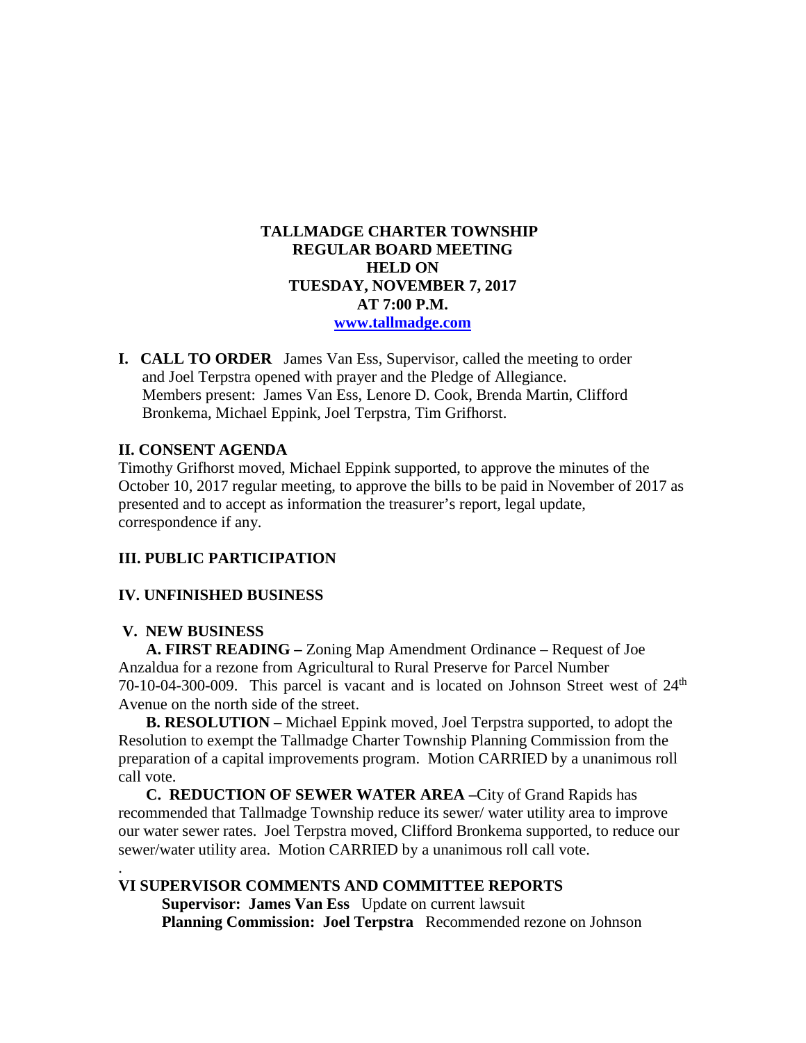# TALLMADGE CHARTER TOWNSHIP
## REGULAR BOARD MEETING
## HELD ON
## TUESDAY, NOVEMBER 7, 2017
## AT 7:00 P.M.

**www.tallmadge.com**

**I. CALL TO ORDER** James Van Ess, Supervisor, called the meeting to order and Joel Terpstra opened with prayer and the Pledge of Allegiance. Members present: James Van Ess, Lenore D. Cook, Brenda Martin, Clifford Bronkema, Michael Eppink, Joel Terpstra, Tim Grifhorst.

**II. CONSENT AGENDA**

Timothy Grifhorst moved, Michael Eppink supported, to approve the minutes of the October 10, 2017 regular meeting, to approve the bills to be paid in November of 2017 as presented and to accept as information the treasurer's report, legal update, correspondence if any.

**III. PUBLIC PARTICIPATION**

**IV. UNFINISHED BUSINESS**

**V. NEW BUSINESS**

**A. FIRST READING –** Zoning Map Amendment Ordinance – Request of Joe Anzaldua for a rezone from Agricultural to Rural Preserve for Parcel Number 70-10-04-300-009. This parcel is vacant and is located on Johnson Street west of 24th Avenue on the north side of the street.

**B. RESOLUTION** – Michael Eppink moved, Joel Terpstra supported, to adopt the Resolution to exempt the Tallmadge Charter Township Planning Commission from the preparation of a capital improvements program. Motion CARRIED by a unanimous roll call vote.

**C. REDUCTION OF SEWER WATER AREA –** City of Grand Rapids has recommended that Tallmadge Township reduce its sewer/ water utility area to improve our water sewer rates. Joel Terpstra moved, Clifford Bronkema supported, to reduce our sewer/water utility area. Motion CARRIED by a unanimous roll call vote.

.

**VI SUPERVISOR COMMENTS AND COMMITTEE REPORTS**

**Supervisor: James Van Ess** Update on current lawsuit

**Planning Commission: Joel Terpstra** Recommended rezone on Johnson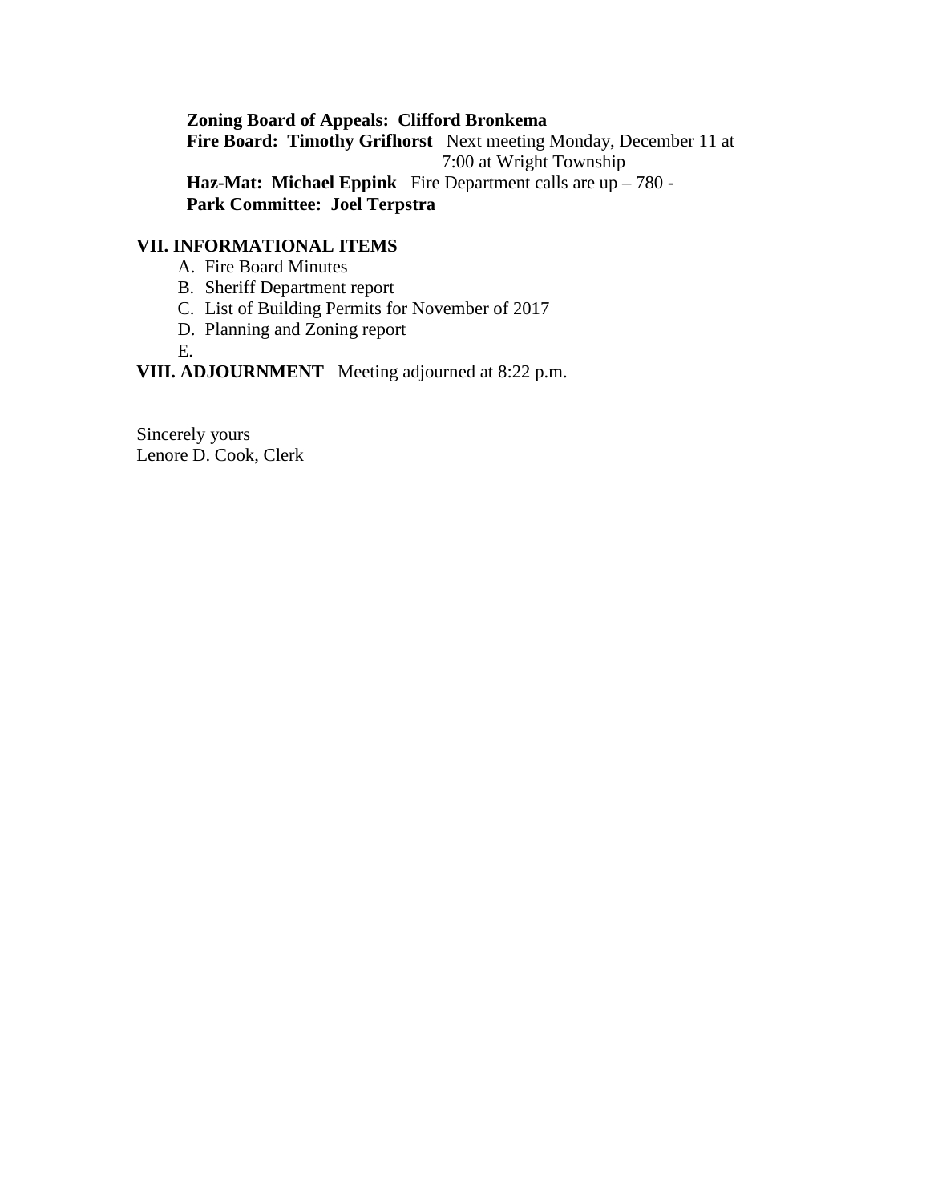**Zoning Board of Appeals: Clifford Bronkema**
**Fire Board: Timothy Grifhorst** Next meeting Monday, December 11 at 7:00 at Wright Township
**Haz-Mat: Michael Eppink** Fire Department calls are up – 780 -
**Park Committee: Joel Terpstra**

**VII. INFORMATIONAL ITEMS**

A. Fire Board Minutes
B. Sheriff Department report
C. List of Building Permits for November of 2017
D. Planning and Zoning report
E.

**VIII. ADJOURNMENT** Meeting adjourned at 8:22 p.m.

Sincerely yours
Lenore D. Cook, Clerk